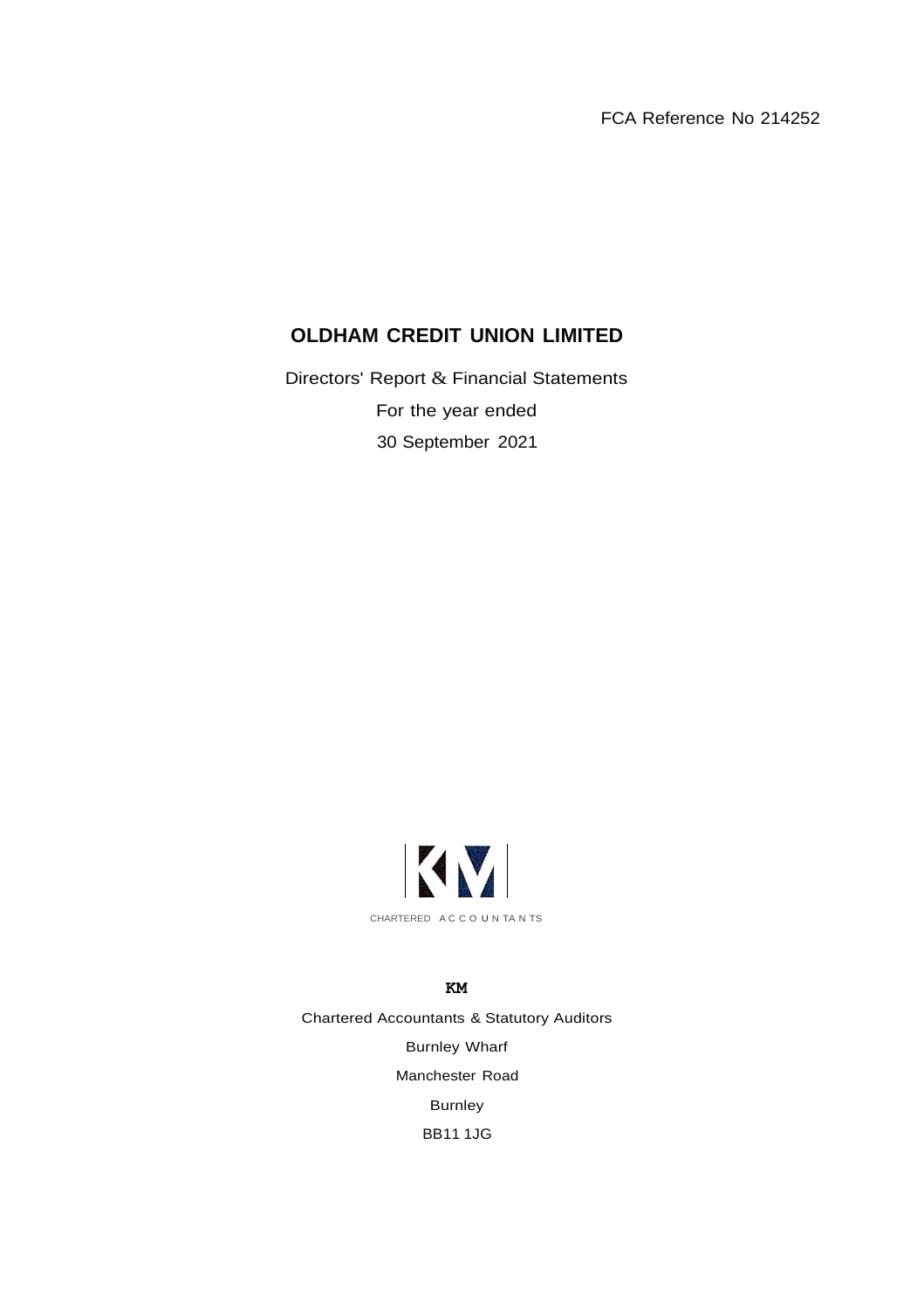FCA Reference No 214252

# OLDHAM CREDIT UNION LIMITED

Directors' Report & Financial Statements

For the year ended

30 September 2021

CHARTERED ACCOUNTANTS

**KM**

Chartered Accountants & Statutory Auditors

Burnley Wharf

Manchester Road

Burnley

BB11 1JG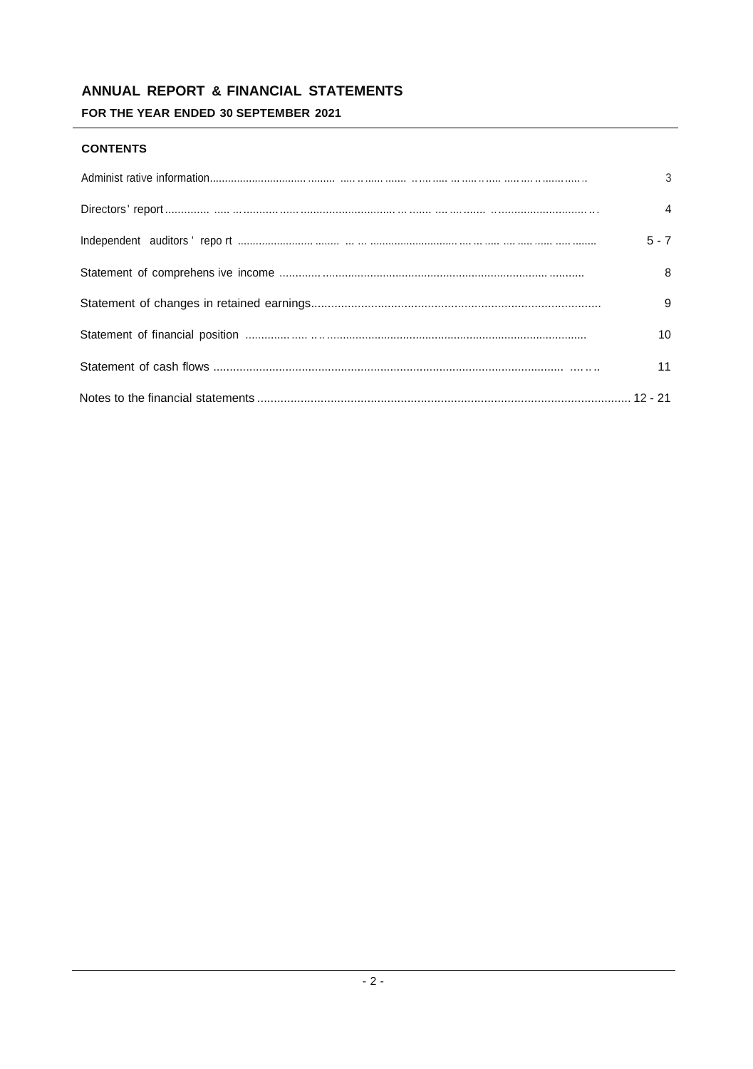# ANNUAL REPORT & FINANCIAL STATEMENTS

## FOR THE YEAR ENDED 30 SEPTEMBER 2021

### CONTENTS

| | |
|---|---|
| Administrative information | 3 |
| Directors' report | 4 |
| Independent auditors' report | 5 - 7 |
| Statement of comprehensive income | 8 |
| Statement of changes in retained earnings | 9 |
| Statement of financial position | 10 |
| Statement of cash flows | 11 |
| Notes to the financial statements | 12 - 21 |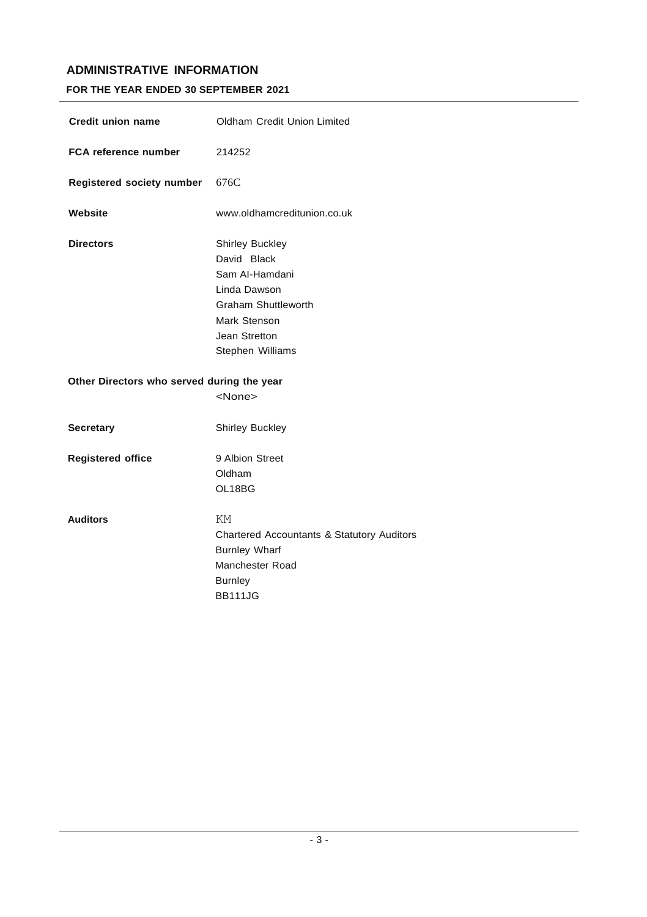# ADMINISTRATIVE INFORMATION

## FOR THE YEAR ENDED 30 SEPTEMBER 2021

| | |
|---|---|
| **Credit union name** | Oldham Credit Union Limited |
| **FCA reference number** | 214252 |
| **Registered society number** | 676C |
| **Website** | www.oldhamcreditunion.co.uk |
| **Directors** | Shirley Buckley<br>David Black<br>Sam Al-Hamdani<br>Linda Dawson<br>Graham Shuttleworth<br>Mark Stenson<br>Jean Stretton<br>Stephen Williams |
| **Other Directors who served during the year** | <None> |
| **Secretary** | Shirley Buckley |
| **Registered office** | 9 Albion Street<br>Oldham<br>OL18BG |
| **Auditors** | KM<br>Chartered Accountants & Statutory Auditors<br>Burnley Wharf<br>Manchester Road<br>Burnley<br>BB111JG |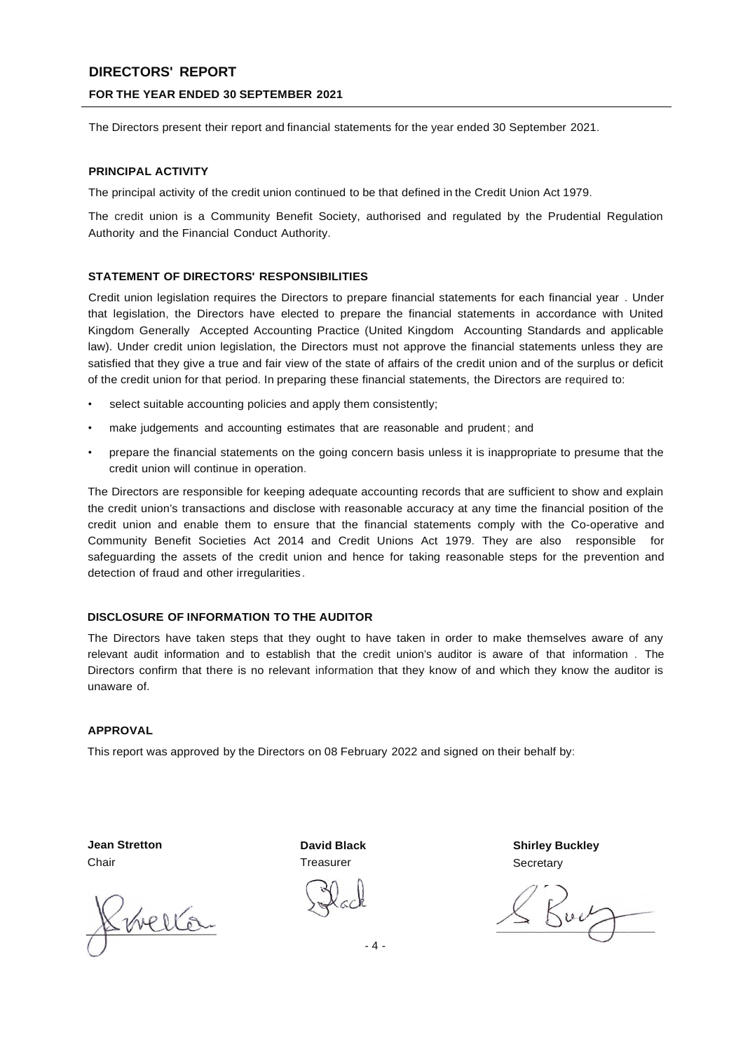# DIRECTORS' REPORT

## FOR THE YEAR ENDED 30 SEPTEMBER 2021

The Directors present their report and financial statements for the year ended 30 September 2021.

### PRINCIPAL ACTIVITY

The principal activity of the credit union continued to be that defined in the Credit Union Act 1979.

The credit union is a Community Benefit Society, authorised and regulated by the Prudential Regulation Authority and the Financial Conduct Authority.

### STATEMENT OF DIRECTORS' RESPONSIBILITIES

Credit union legislation requires the Directors to prepare financial statements for each financial year . Under that legislation, the Directors have elected to prepare the financial statements in accordance with United Kingdom Generally Accepted Accounting Practice (United Kingdom Accounting Standards and applicable law). Under credit union legislation, the Directors must not approve the financial statements unless they are satisfied that they give a true and fair view of the state of affairs of the credit union and of the surplus or deficit of the credit union for that period. In preparing these financial statements, the Directors are required to:

- select suitable accounting policies and apply them consistently;
- make judgements and accounting estimates that are reasonable and prudent; and
- prepare the financial statements on the going concern basis unless it is inappropriate to presume that the credit union will continue in operation.

The Directors are responsible for keeping adequate accounting records that are sufficient to show and explain the credit union's transactions and disclose with reasonable accuracy at any time the financial position of the credit union and enable them to ensure that the financial statements comply with the Co-operative and Community Benefit Societies Act 2014 and Credit Unions Act 1979. They are also responsible for safeguarding the assets of the credit union and hence for taking reasonable steps for the prevention and detection of fraud and other irregularities.

### DISCLOSURE OF INFORMATION TO THE AUDITOR

The Directors have taken steps that they ought to have taken in order to make themselves aware of any relevant audit information and to establish that the credit union's auditor is aware of that information . The Directors confirm that there is no relevant information that they know of and which they know the auditor is unaware of.

### APPROVAL

This report was approved by the Directors on 08 February 2022 and signed on their behalf by:

**Jean Stretton**
Chair

**David Black**
Treasurer

**Shirley Buckley**
Secretary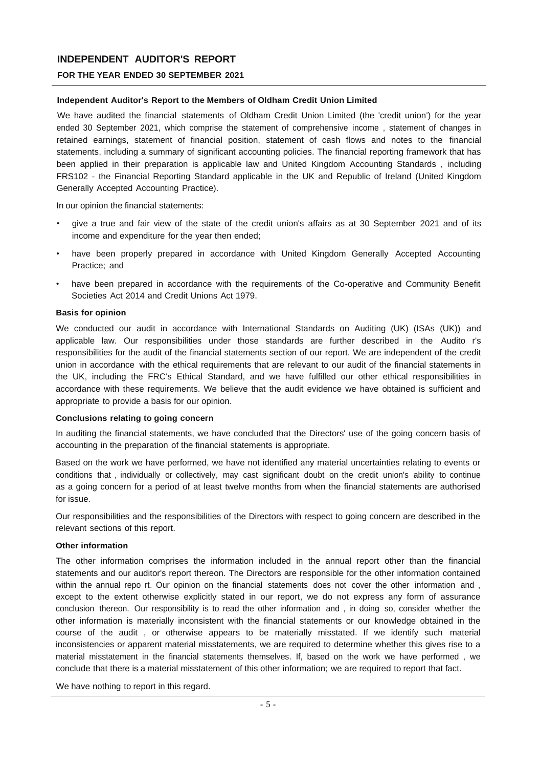# INDEPENDENT AUDITOR'S REPORT

## FOR THE YEAR ENDED 30 SEPTEMBER 2021

**Independent Auditor's Report to the Members of Oldham Credit Union Limited**

We have audited the financial statements of Oldham Credit Union Limited (the 'credit union') for the year ended 30 September 2021, which comprise the statement of comprehensive income , statement of changes in retained earnings, statement of financial position, statement of cash flows and notes to the financial statements, including a summary of significant accounting policies. The financial reporting framework that has been applied in their preparation is applicable law and United Kingdom Accounting Standards , including FRS102 - the Financial Reporting Standard applicable in the UK and Republic of Ireland (United Kingdom Generally Accepted Accounting Practice).

In our opinion the financial statements:

- give a true and fair view of the state of the credit union's affairs as at 30 September 2021 and of its income and expenditure for the year then ended;
- have been properly prepared in accordance with United Kingdom Generally Accepted Accounting Practice; and
- have been prepared in accordance with the requirements of the Co-operative and Community Benefit Societies Act 2014 and Credit Unions Act 1979.

**Basis for opinion**

We conducted our audit in accordance with International Standards on Auditing (UK) (ISAs (UK)) and applicable law. Our responsibilities under those standards are further described in the Audito r's responsibilities for the audit of the financial statements section of our report. We are independent of the credit union in accordance with the ethical requirements that are relevant to our audit of the financial statements in the UK, including the FRC's Ethical Standard, and we have fulfilled our other ethical responsibilities in accordance with these requirements. We believe that the audit evidence we have obtained is sufficient and appropriate to provide a basis for our opinion.

**Conclusions relating to going concern**

In auditing the financial statements, we have concluded that the Directors' use of the going concern basis of accounting in the preparation of the financial statements is appropriate.

Based on the work we have performed, we have not identified any material uncertainties relating to events or conditions that , individually or collectively, may cast significant doubt on the credit union's ability to continue as a going concern for a period of at least twelve months from when the financial statements are authorised for issue.

Our responsibilities and the responsibilities of the Directors with respect to going concern are described in the relevant sections of this report.

**Other information**

The other information comprises the information included in the annual report other than the financial statements and our auditor's report thereon. The Directors are responsible for the other information contained within the annual repo rt. Our opinion on the financial statements does not cover the other information and , except to the extent otherwise explicitly stated in our report, we do not express any form of assurance conclusion thereon. Our responsibility is to read the other information and , in doing so, consider whether the other information is materially inconsistent with the financial statements or our knowledge obtained in the course of the audit , or otherwise appears to be materially misstated. If we identify such material inconsistencies or apparent material misstatements, we are required to determine whether this gives rise to a material misstatement in the financial statements themselves. If, based on the work we have performed , we conclude that there is a material misstatement of this other information; we are required to report that fact.

We have nothing to report in this regard.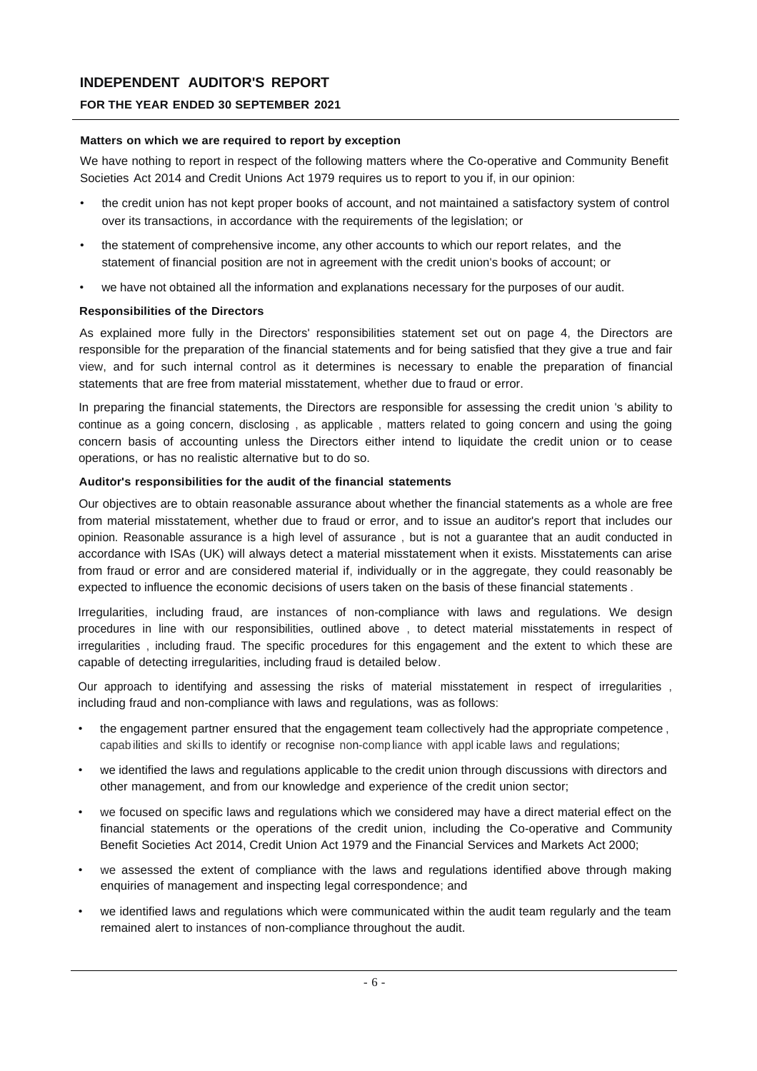## INDEPENDENT AUDITOR'S REPORT

### FOR THE YEAR ENDED 30 SEPTEMBER 2021

**Matters on which we are required to report by exception**

We have nothing to report in respect of the following matters where the Co-operative and Community Benefit Societies Act 2014 and Credit Unions Act 1979 requires us to report to you if, in our opinion:

- the credit union has not kept proper books of account, and not maintained a satisfactory system of control over its transactions, in accordance with the requirements of the legislation; or
- the statement of comprehensive income, any other accounts to which our report relates, and the statement of financial position are not in agreement with the credit union's books of account; or
- we have not obtained all the information and explanations necessary for the purposes of our audit.

**Responsibilities of the Directors**

As explained more fully in the Directors' responsibilities statement set out on page 4, the Directors are responsible for the preparation of the financial statements and for being satisfied that they give a true and fair view, and for such internal control as it determines is necessary to enable the preparation of financial statements that are free from material misstatement, whether due to fraud or error.

In preparing the financial statements, the Directors are responsible for assessing the credit union 's ability to continue as a going concern, disclosing , as applicable , matters related to going concern and using the going concern basis of accounting unless the Directors either intend to liquidate the credit union or to cease operations, or has no realistic alternative but to do so.

**Auditor's responsibilities for the audit of the financial statements**

Our objectives are to obtain reasonable assurance about whether the financial statements as a whole are free from material misstatement, whether due to fraud or error, and to issue an auditor's report that includes our opinion. Reasonable assurance is a high level of assurance , but is not a guarantee that an audit conducted in accordance with ISAs (UK) will always detect a material misstatement when it exists. Misstatements can arise from fraud or error and are considered material if, individually or in the aggregate, they could reasonably be expected to influence the economic decisions of users taken on the basis of these financial statements .

Irregularities, including fraud, are instances of non-compliance with laws and regulations. We design procedures in line with our responsibilities, outlined above , to detect material misstatements in respect of irregularities , including fraud. The specific procedures for this engagement and the extent to which these are capable of detecting irregularities, including fraud is detailed below.

Our approach to identifying and assessing the risks of material misstatement in respect of irregularities , including fraud and non-compliance with laws and regulations, was as follows:

- the engagement partner ensured that the engagement team collectively had the appropriate competence , capabilities and skills to identify or recognise non-compliance with applicable laws and regulations;
- we identified the laws and regulations applicable to the credit union through discussions with directors and other management, and from our knowledge and experience of the credit union sector;
- we focused on specific laws and regulations which we considered may have a direct material effect on the financial statements or the operations of the credit union, including the Co-operative and Community Benefit Societies Act 2014, Credit Union Act 1979 and the Financial Services and Markets Act 2000;
- we assessed the extent of compliance with the laws and regulations identified above through making enquiries of management and inspecting legal correspondence; and
- we identified laws and regulations which were communicated within the audit team regularly and the team remained alert to instances of non-compliance throughout the audit.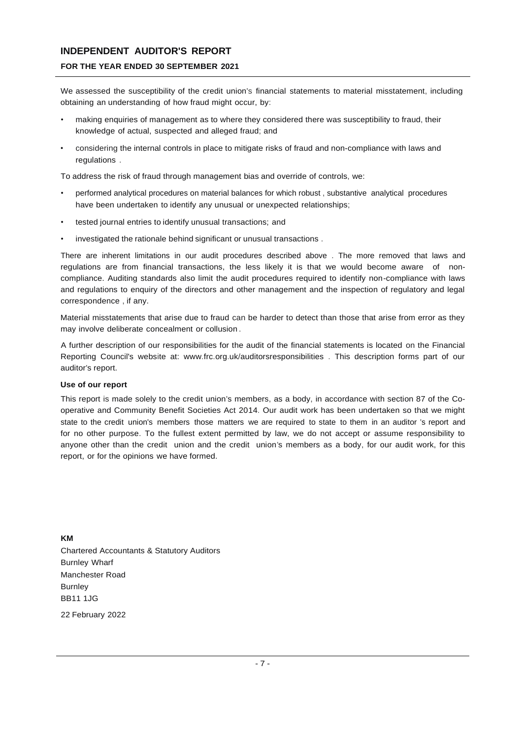We assessed the susceptibility of the credit union's financial statements to material misstatement, including obtaining an understanding of how fraud might occur, by:

- making enquiries of management as to where they considered there was susceptibility to fraud, their knowledge of actual, suspected and alleged fraud; and
- considering the internal controls in place to mitigate risks of fraud and non-compliance with laws and regulations .

To address the risk of fraud through management bias and override of controls, we:

- performed analytical procedures on material balances for which robust , substantive analytical procedures have been undertaken to identify any unusual or unexpected relationships;
- tested journal entries to identify unusual transactions; and
- investigated the rationale behind significant or unusual transactions .

There are inherent limitations in our audit procedures described above . The more removed that laws and regulations are from financial transactions, the less likely it is that we would become aware of non-compliance. Auditing standards also limit the audit procedures required to identify non-compliance with laws and regulations to enquiry of the directors and other management and the inspection of regulatory and legal correspondence , if any.

Material misstatements that arise due to fraud can be harder to detect than those that arise from error as they may involve deliberate concealment or collusion.

A further description of our responsibilities for the audit of the financial statements is located on the Financial Reporting Council's website at: www.frc.org.uk/auditorsresponsibilities . This description forms part of our auditor's report.

**Use of our report**

This report is made solely to the credit union's members, as a body, in accordance with section 87 of the Co-operative and Community Benefit Societies Act 2014. Our audit work has been undertaken so that we might state to the credit union's members those matters we are required to state to them in an auditor 's report and for no other purpose. To the fullest extent permitted by law, we do not accept or assume responsibility to anyone other than the credit union and the credit union's members as a body, for our audit work, for this report, or for the opinions we have formed.

**KM**
Chartered Accountants & Statutory Auditors
Burnley Wharf
Manchester Road
Burnley
BB11 1JG

22 February 2022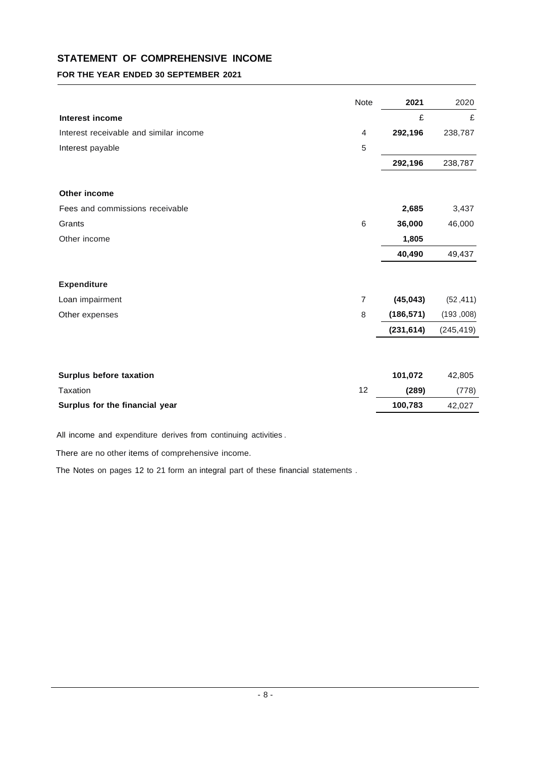## STATEMENT OF COMPREHENSIVE INCOME

### FOR THE YEAR ENDED 30 SEPTEMBER 2021

| | Note | 2021 | 2020 |
|---|---|---|---|
| **Interest income** | | £ | £ |
| Interest receivable and similar income | 4 | **292,196** | 238,787 |
| Interest payable | 5 | | |
| | | **292,196** | 238,787 |
| | | | |
| **Other income** | | | |
| Fees and commissions receivable | | **2,685** | 3,437 |
| Grants | 6 | **36,000** | 46,000 |
| Other income | | **1,805** | |
| | | **40,490** | 49,437 |
| | | | |
| **Expenditure** | | | |
| Loan impairment | 7 | **(45,043)** | (52,411) |
| Other expenses | 8 | **(186,571)** | (193,008) |
| | | **(231,614)** | (245,419) |
| | | | |
| **Surplus before taxation** | | **101,072** | 42,805 |
| Taxation | 12 | **(289)** | (778) |
| **Surplus for the financial year** | | **100,783** | 42,027 |

All income and expenditure derives from continuing activities.

There are no other items of comprehensive income.

The Notes on pages 12 to 21 form an integral part of these financial statements.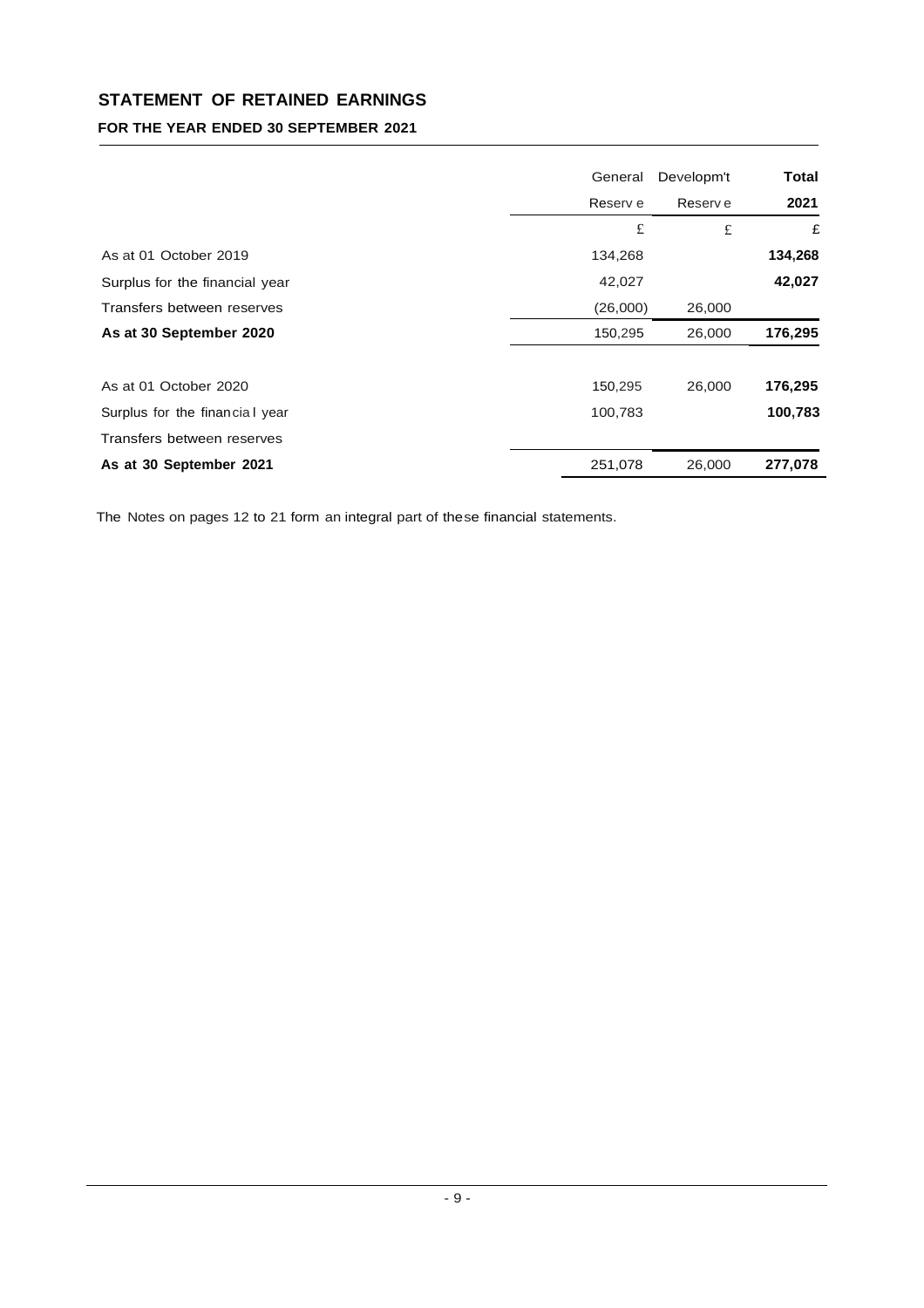# STATEMENT OF RETAINED EARNINGS

### FOR THE YEAR ENDED 30 SEPTEMBER 2021

| | General Reserve | Developm't Reserve | **Total 2021** |
|---|---|---|---|
| | £ | £ | £ |
| As at 01 October 2019 | 134,268 | | **134,268** |
| Surplus for the financial year | 42,027 | | **42,027** |
| Transfers between reserves | (26,000) | 26,000 | |
| **As at 30 September 2020** | 150,295 | 26,000 | **176,295** |
| | | | |
| As at 01 October 2020 | 150,295 | 26,000 | **176,295** |
| Surplus for the financial year | 100,783 | | **100,783** |
| Transfers between reserves | | | |
| **As at 30 September 2021** | 251,078 | 26,000 | **277,078** |

The Notes on pages 12 to 21 form an integral part of these financial statements.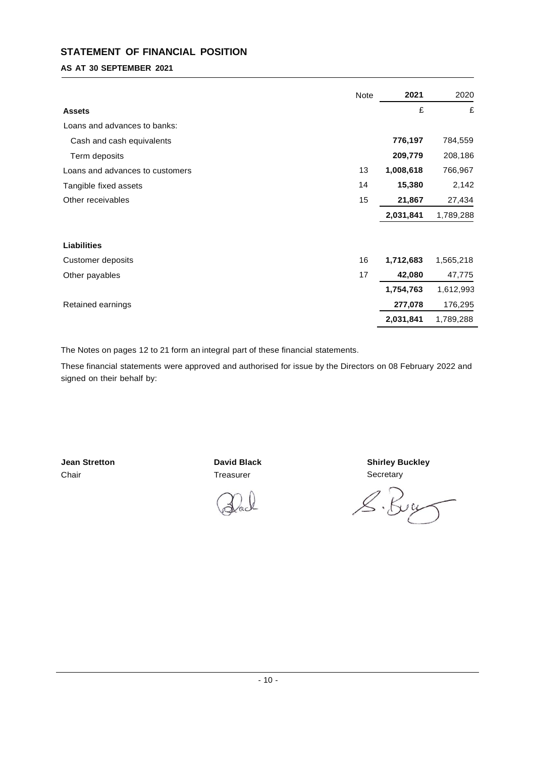# STATEMENT OF FINANCIAL POSITION

**AS AT 30 SEPTEMBER 2021**

| | Note | 2021 | 2020 |
|---|---|---|---|
| **Assets** | | £ | £ |
| Loans and advances to banks: | | | |
| Cash and cash equivalents | | **776,197** | 784,559 |
| Term deposits | | **209,779** | 208,186 |
| Loans and advances to customers | 13 | **1,008,618** | 766,967 |
| Tangible fixed assets | 14 | **15,380** | 2,142 |
| Other receivables | 15 | **21,867** | 27,434 |
| | | **2,031,841** | 1,789,288 |
| **Liabilities** | | | |
| Customer deposits | 16 | **1,712,683** | 1,565,218 |
| Other payables | 17 | **42,080** | 47,775 |
| | | **1,754,763** | 1,612,993 |
| Retained earnings | | **277,078** | 176,295 |
| | | **2,031,841** | 1,789,288 |

The Notes on pages 12 to 21 form an integral part of these financial statements.

These financial statements were approved and authorised for issue by the Directors on 08 February 2022 and signed on their behalf by:

**Jean Stretton**
Chair

**David Black**
Treasurer

**Shirley Buckley**
Secretary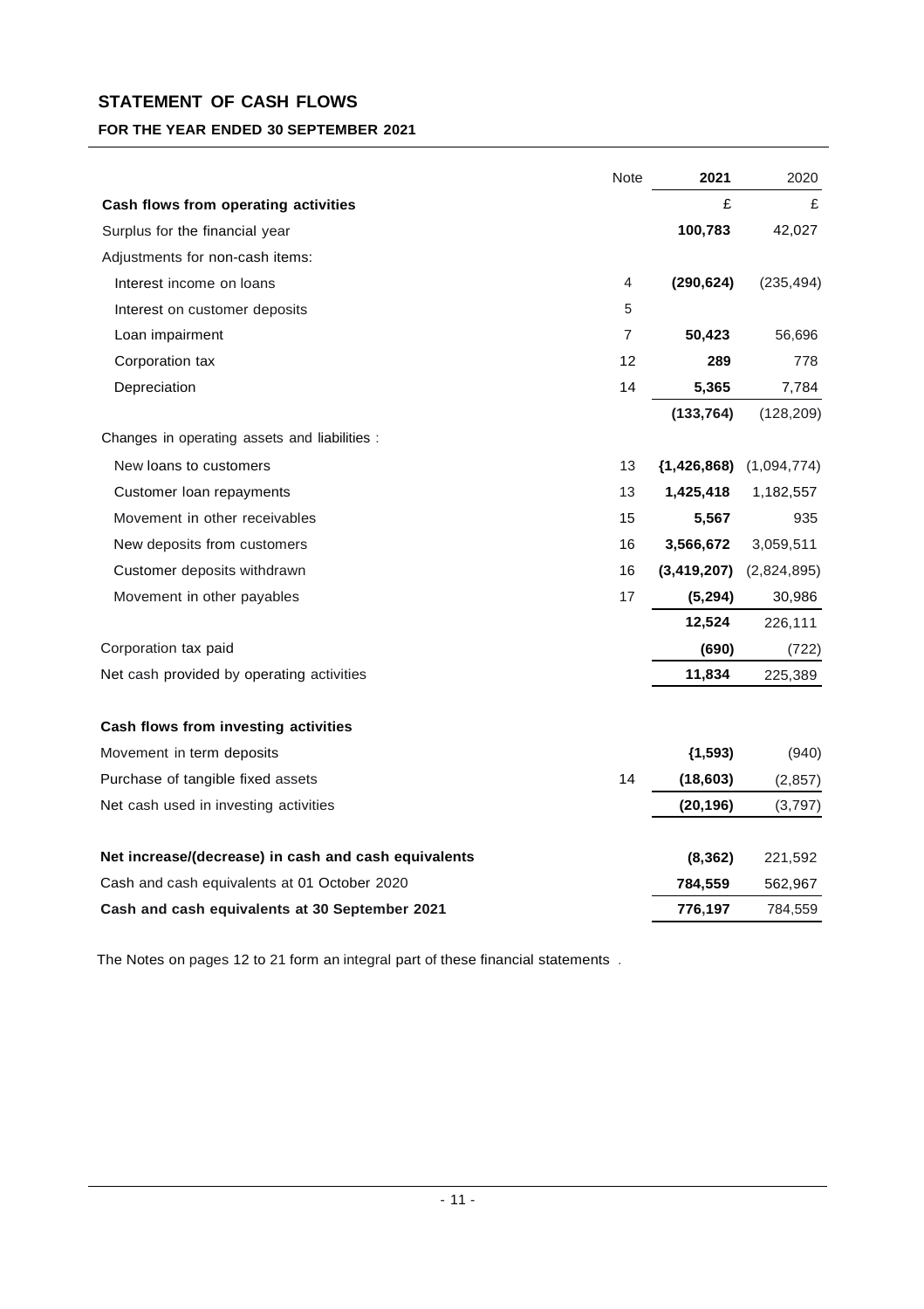# STATEMENT OF CASH FLOWS

## FOR THE YEAR ENDED 30 SEPTEMBER 2021

| | Note | 2021 | 2020 |
|---|---|---|---|
| **Cash flows from operating activities** | | £ | £ |
| Surplus for the financial year | | **100,783** | 42,027 |
| Adjustments for non-cash items: | | | |
| Interest income on loans | 4 | **(290,624)** | (235,494) |
| Interest on customer deposits | 5 | | |
| Loan impairment | 7 | **50,423** | 56,696 |
| Corporation tax | 12 | **289** | 778 |
| Depreciation | 14 | **5,365** | 7,784 |
| | | **(133,764)** | (128,209) |
| Changes in operating assets and liabilities : | | | |
| New loans to customers | 13 | **{1,426,868)** | (1,094,774) |
| Customer loan repayments | 13 | **1,425,418** | 1,182,557 |
| Movement in other receivables | 15 | **5,567** | 935 |
| New deposits from customers | 16 | **3,566,672** | 3,059,511 |
| Customer deposits withdrawn | 16 | **(3,419,207)** | (2,824,895) |
| Movement in other payables | 17 | **(5,294)** | 30,986 |
| | | **12,524** | 226,111 |
| Corporation tax paid | | **(690)** | (722) |
| Net cash provided by operating activities | | **11,834** | 225,389 |
| | | | |
| **Cash flows from investing activities** | | | |
| Movement in term deposits | | **{1,593)** | (940) |
| Purchase of tangible fixed assets | 14 | **(18,603)** | (2,857) |
| Net cash used in investing activities | | **(20,196)** | (3,797) |
| | | | |
| **Net increase/(decrease) in cash and cash equivalents** | | **(8,362)** | 221,592 |
| Cash and cash equivalents at 01 October 2020 | | **784,559** | 562,967 |
| **Cash and cash equivalents at 30 September 2021** | | **776,197** | 784,559 |

The Notes on pages 12 to 21 form an integral part of these financial statements .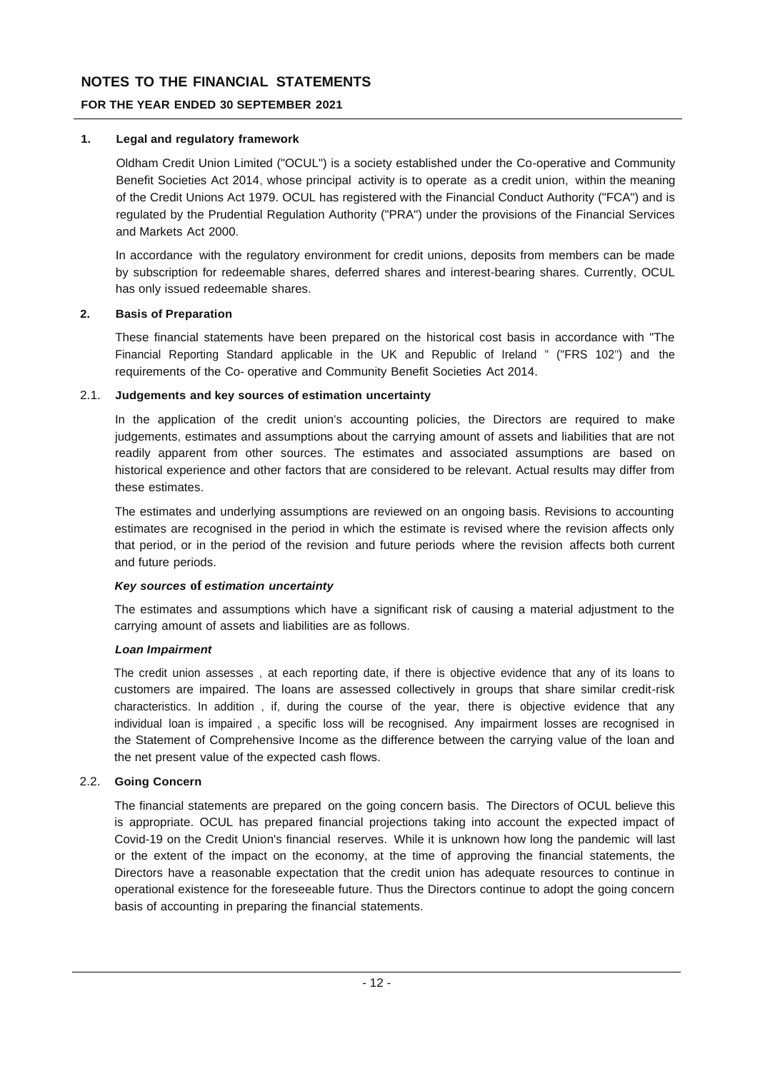# NOTES TO THE FINANCIAL STATEMENTS

## FOR THE YEAR ENDED 30 SEPTEMBER 2021

### 1. Legal and regulatory framework

Oldham Credit Union Limited ("OCUL") is a society established under the Co-operative and Community Benefit Societies Act 2014, whose principal activity is to operate as a credit union, within the meaning of the Credit Unions Act 1979. OCUL has registered with the Financial Conduct Authority ("FCA") and is regulated by the Prudential Regulation Authority ("PRA") under the provisions of the Financial Services and Markets Act 2000.

In accordance with the regulatory environment for credit unions, deposits from members can be made by subscription for redeemable shares, deferred shares and interest-bearing shares. Currently, OCUL has only issued redeemable shares.

### 2. Basis of Preparation

These financial statements have been prepared on the historical cost basis in accordance with "The Financial Reporting Standard applicable in the UK and Republic of Ireland " ("FRS 102") and the requirements of the Co- operative and Community Benefit Societies Act 2014.

### 2.1. Judgements and key sources of estimation uncertainty

In the application of the credit union's accounting policies, the Directors are required to make judgements, estimates and assumptions about the carrying amount of assets and liabilities that are not readily apparent from other sources. The estimates and associated assumptions are based on historical experience and other factors that are considered to be relevant. Actual results may differ from these estimates.

The estimates and underlying assumptions are reviewed on an ongoing basis. Revisions to accounting estimates are recognised in the period in which the estimate is revised where the revision affects only that period, or in the period of the revision and future periods where the revision affects both current and future periods.

***Key sources of estimation uncertainty***

The estimates and assumptions which have a significant risk of causing a material adjustment to the carrying amount of assets and liabilities are as follows.

***Loan Impairment***

The credit union assesses , at each reporting date, if there is objective evidence that any of its loans to customers are impaired. The loans are assessed collectively in groups that share similar credit-risk characteristics. In addition , if, during the course of the year, there is objective evidence that any individual loan is impaired , a specific loss will be recognised. Any impairment losses are recognised in the Statement of Comprehensive Income as the difference between the carrying value of the loan and the net present value of the expected cash flows.

### 2.2. Going Concern

The financial statements are prepared on the going concern basis. The Directors of OCUL believe this is appropriate. OCUL has prepared financial projections taking into account the expected impact of Covid-19 on the Credit Union's financial reserves. While it is unknown how long the pandemic will last or the extent of the impact on the economy, at the time of approving the financial statements, the Directors have a reasonable expectation that the credit union has adequate resources to continue in operational existence for the foreseeable future. Thus the Directors continue to adopt the going concern basis of accounting in preparing the financial statements.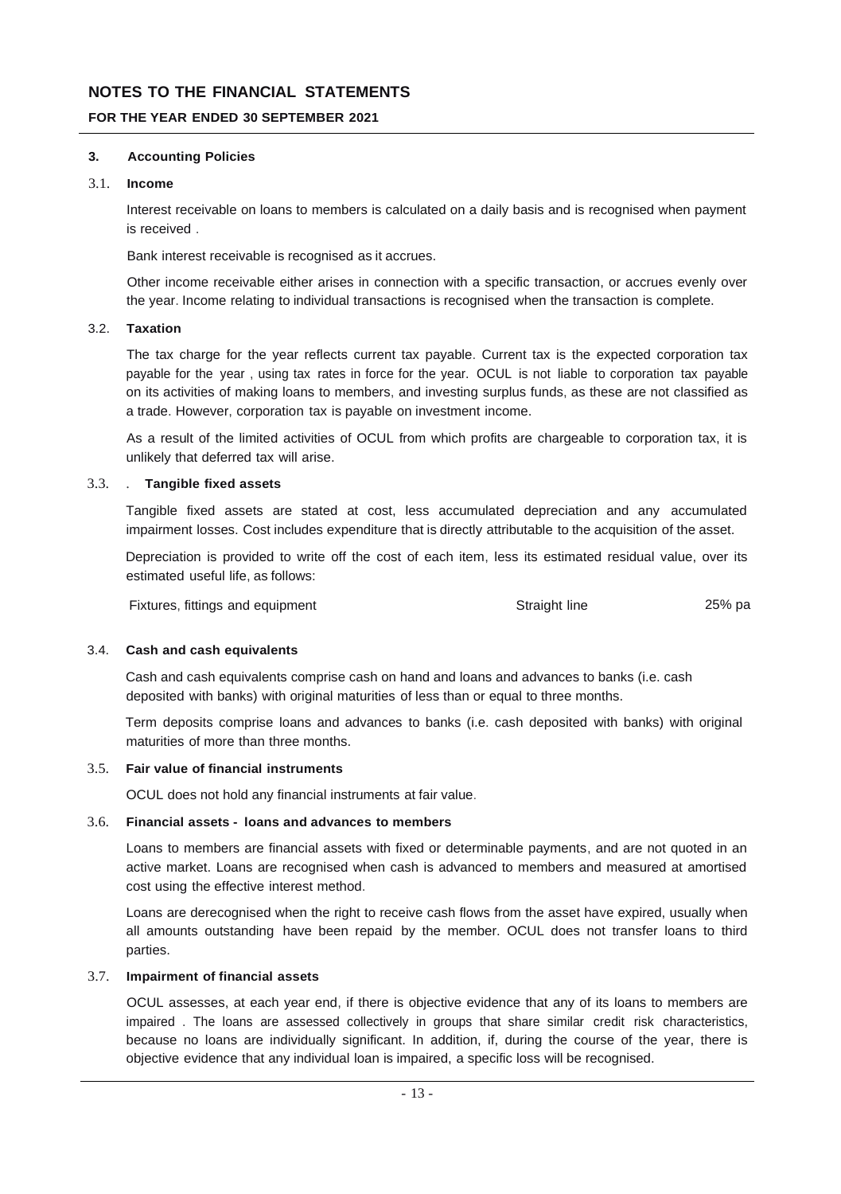# NOTES TO THE FINANCIAL STATEMENTS

## FOR THE YEAR ENDED 30 SEPTEMBER 2021

### 3. Accounting Policies

#### 3.1. Income

Interest receivable on loans to members is calculated on a daily basis and is recognised when payment is received .

Bank interest receivable is recognised as it accrues.

Other income receivable either arises in connection with a specific transaction, or accrues evenly over the year. Income relating to individual transactions is recognised when the transaction is complete.

#### 3.2. Taxation

The tax charge for the year reflects current tax payable. Current tax is the expected corporation tax payable for the year , using tax rates in force for the year. OCUL is not liable to corporation tax payable on its activities of making loans to members, and investing surplus funds, as these are not classified as a trade. However, corporation tax is payable on investment income.

As a result of the limited activities of OCUL from which profits are chargeable to corporation tax, it is unlikely that deferred tax will arise.

#### 3.3. . Tangible fixed assets

Tangible fixed assets are stated at cost, less accumulated depreciation and any accumulated impairment losses. Cost includes expenditure that is directly attributable to the acquisition of the asset.

Depreciation is provided to write off the cost of each item, less its estimated residual value, over its estimated useful life, as follows:

| | | |
|---|---|---|
| Fixtures, fittings and equipment | Straight line | 25% pa |

#### 3.4. Cash and cash equivalents

Cash and cash equivalents comprise cash on hand and loans and advances to banks (i.e. cash deposited with banks) with original maturities of less than or equal to three months.

Term deposits comprise loans and advances to banks (i.e. cash deposited with banks) with original maturities of more than three months.

#### 3.5. Fair value of financial instruments

OCUL does not hold any financial instruments at fair value.

#### 3.6. Financial assets - loans and advances to members

Loans to members are financial assets with fixed or determinable payments, and are not quoted in an active market. Loans are recognised when cash is advanced to members and measured at amortised cost using the effective interest method.

Loans are derecognised when the right to receive cash flows from the asset have expired, usually when all amounts outstanding have been repaid by the member. OCUL does not transfer loans to third parties.

#### 3.7. Impairment of financial assets

OCUL assesses, at each year end, if there is objective evidence that any of its loans to members are impaired . The loans are assessed collectively in groups that share similar credit risk characteristics, because no loans are individually significant. In addition, if, during the course of the year, there is objective evidence that any individual loan is impaired, a specific loss will be recognised.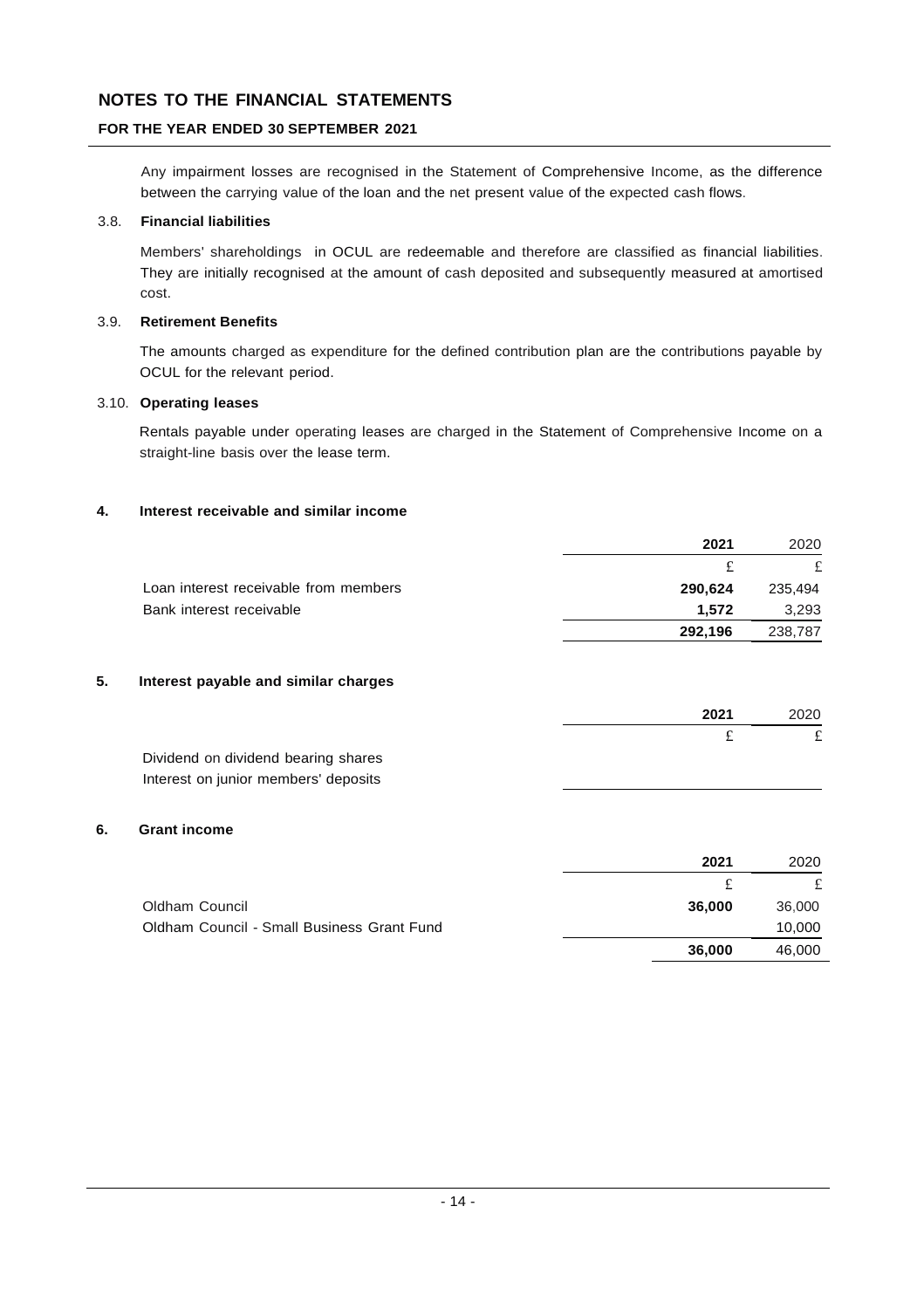# NOTES TO THE FINANCIAL STATEMENTS

## FOR THE YEAR ENDED 30 SEPTEMBER 2021

Any impairment losses are recognised in the Statement of Comprehensive Income, as the difference between the carrying value of the loan and the net present value of the expected cash flows.

### 3.8. Financial liabilities

Members' shareholdings in OCUL are redeemable and therefore are classified as financial liabilities. They are initially recognised at the amount of cash deposited and subsequently measured at amortised cost.

### 3.9. Retirement Benefits

The amounts charged as expenditure for the defined contribution plan are the contributions payable by OCUL for the relevant period.

### 3.10. Operating leases

Rentals payable under operating leases are charged in the Statement of Comprehensive Income on a straight-line basis over the lease term.

### 4. Interest receivable and similar income

| | **2021** | 2020 |
|---|---|---|
| | £ | £ |
| Loan interest receivable from members | **290,624** | 235,494 |
| Bank interest receivable | **1,572** | 3,293 |
| | **292,196** | 238,787 |

### 5. Interest payable and similar charges

| | **2021** | 2020 |
|---|---|---|
| | £ | £ |
| Dividend on dividend bearing shares | | |
| Interest on junior members' deposits | | |

### 6. Grant income

| | **2021** | 2020 |
|---|---|---|
| | £ | £ |
| Oldham Council | **36,000** | 36,000 |
| Oldham Council - Small Business Grant Fund | | 10,000 |
| | **36,000** | 46,000 |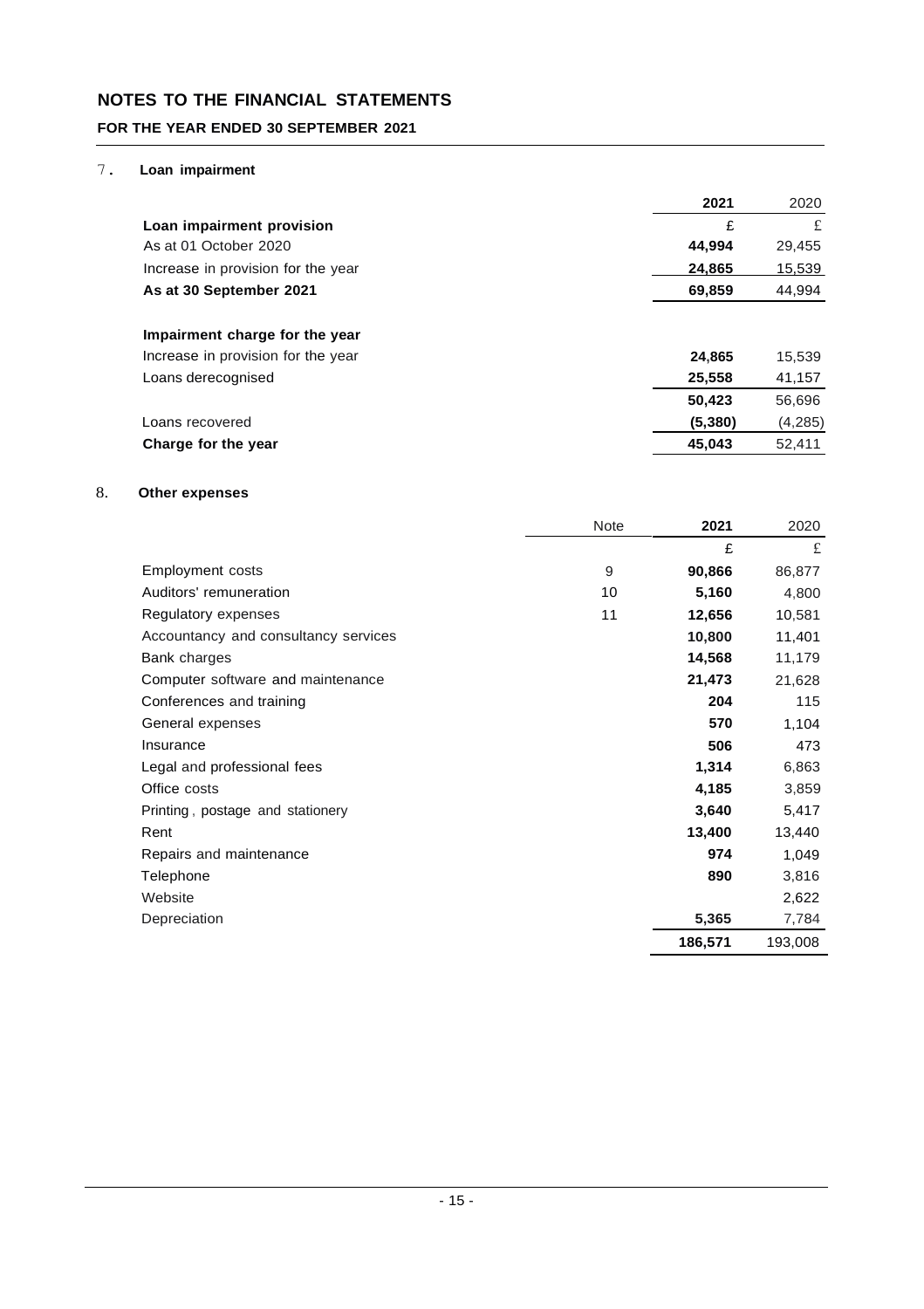# NOTES TO THE FINANCIAL STATEMENTS

**FOR THE YEAR ENDED 30 SEPTEMBER 2021**

## 7. Loan impairment

| | 2021 | 2020 |
|---|---|---|
| **Loan impairment provision** | £ | £ |
| As at 01 October 2020 | **44,994** | 29,455 |
| Increase in provision for the year | **24,865** | 15,539 |
| **As at 30 September 2021** | **69,859** | 44,994 |
| | | |
| **Impairment charge for the year** | | |
| Increase in provision for the year | **24,865** | 15,539 |
| Loans derecognised | **25,558** | 41,157 |
| | **50,423** | 56,696 |
| Loans recovered | **(5,380)** | (4,285) |
| **Charge for the year** | **45,043** | 52,411 |

## 8. Other expenses

| | Note | 2021 | 2020 |
|---|---|---|---|
| | | £ | £ |
| Employment costs | 9 | **90,866** | 86,877 |
| Auditors' remuneration | 10 | **5,160** | 4,800 |
| Regulatory expenses | 11 | **12,656** | 10,581 |
| Accountancy and consultancy services | | **10,800** | 11,401 |
| Bank charges | | **14,568** | 11,179 |
| Computer software and maintenance | | **21,473** | 21,628 |
| Conferences and training | | **204** | 115 |
| General expenses | | **570** | 1,104 |
| Insurance | | **506** | 473 |
| Legal and professional fees | | **1,314** | 6,863 |
| Office costs | | **4,185** | 3,859 |
| Printing, postage and stationery | | **3,640** | 5,417 |
| Rent | | **13,400** | 13,440 |
| Repairs and maintenance | | **974** | 1,049 |
| Telephone | | **890** | 3,816 |
| Website | | | 2,622 |
| Depreciation | | **5,365** | 7,784 |
| | | **186,571** | 193,008 |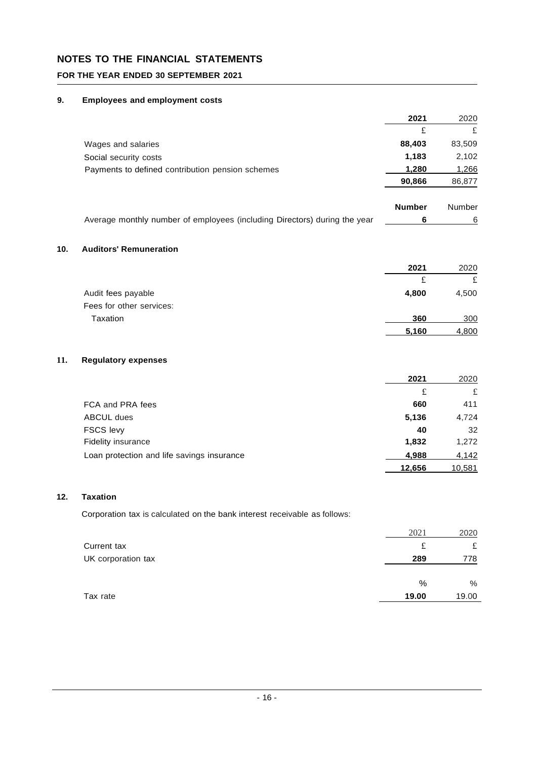# NOTES TO THE FINANCIAL STATEMENTS

**FOR THE YEAR ENDED 30 SEPTEMBER 2021**

## 9. Employees and employment costs

| | 2021 | 2020 |
|---|---|---|
| | £ | £ |
| Wages and salaries | **88,403** | 83,509 |
| Social security costs | **1,183** | 2,102 |
| Payments to defined contribution pension schemes | **1,280** | 1,266 |
| | **90,866** | 86,877 |
| | **Number** | Number |
| Average monthly number of employees (including Directors) during the year | **6** | 6 |

## 10. Auditors' Remuneration

| | 2021 | 2020 |
|---|---|---|
| | £ | £ |
| Audit fees payable | **4,800** | 4,500 |
| Fees for other services: | | |
| Taxation | **360** | 300 |
| | **5,160** | 4,800 |

## 11. Regulatory expenses

| | 2021 | 2020 |
|---|---|---|
| | £ | £ |
| FCA and PRA fees | **660** | 411 |
| ABCUL dues | **5,136** | 4,724 |
| FSCS levy | **40** | 32 |
| Fidelity insurance | **1,832** | 1,272 |
| Loan protection and life savings insurance | **4,988** | 4,142 |
| | **12,656** | 10,581 |

## 12. Taxation

Corporation tax is calculated on the bank interest receivable as follows:

| | 2021 | 2020 |
|---|---|---|
| Current tax | £ | £ |
| UK corporation tax | **289** | 778 |
| | % | % |
| Tax rate | **19.00** | 19.00 |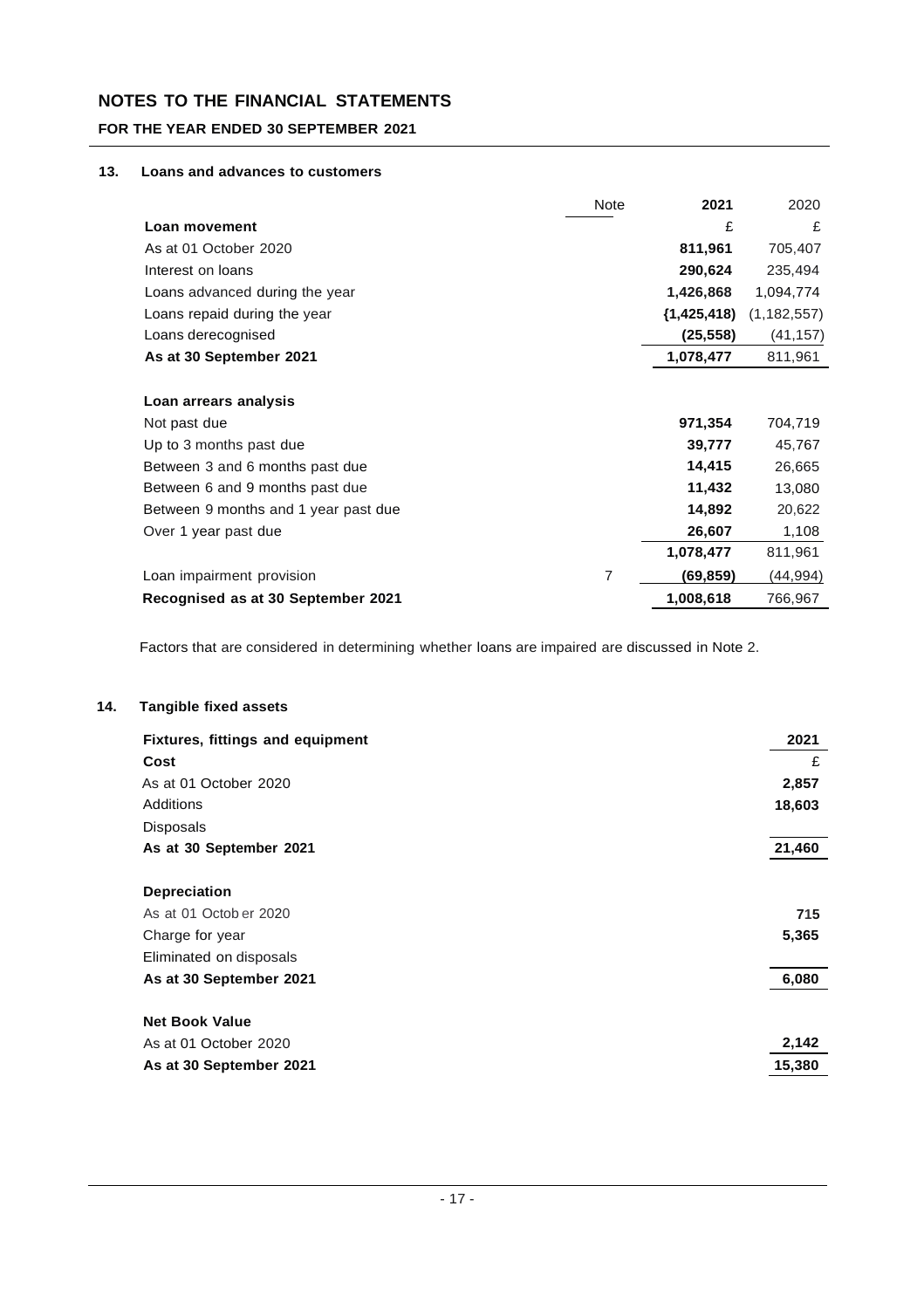# NOTES TO THE FINANCIAL STATEMENTS

**FOR THE YEAR ENDED 30 SEPTEMBER 2021**

## 13. Loans and advances to customers

| | Note | 2021 | 2020 |
|---|---|---|---|
| **Loan movement** | | £ | £ |
| As at 01 October 2020 | | **811,961** | 705,407 |
| Interest on loans | | **290,624** | 235,494 |
| Loans advanced during the year | | **1,426,868** | 1,094,774 |
| Loans repaid during the year | | **{1,425,418)** | (1,182,557) |
| Loans derecognised | | **(25,558)** | (41,157) |
| **As at 30 September 2021** | | **1,078,477** | 811,961 |
| | | | |
| **Loan arrears analysis** | | | |
| Not past due | | **971,354** | 704,719 |
| Up to 3 months past due | | **39,777** | 45,767 |
| Between 3 and 6 months past due | | **14,415** | 26,665 |
| Between 6 and 9 months past due | | **11,432** | 13,080 |
| Between 9 months and 1 year past due | | **14,892** | 20,622 |
| Over 1 year past due | | **26,607** | 1,108 |
| | | **1,078,477** | 811,961 |
| Loan impairment provision | 7 | **(69,859)** | (44,994) |
| **Recognised as at 30 September 2021** | | **1,008,618** | 766,967 |

Factors that are considered in determining whether loans are impaired are discussed in Note 2.

## 14. Tangible fixed assets

| **Fixtures, fittings and equipment** | **2021** |
|---|---|
| **Cost** | £ |
| As at 01 October 2020 | **2,857** |
| Additions | **18,603** |
| Disposals | |
| **As at 30 September 2021** | **21,460** |
| | |
| **Depreciation** | |
| As at 01 October 2020 | **715** |
| Charge for year | **5,365** |
| Eliminated on disposals | |
| **As at 30 September 2021** | **6,080** |
| | |
| **Net Book Value** | |
| As at 01 October 2020 | **2,142** |
| **As at 30 September 2021** | **15,380** |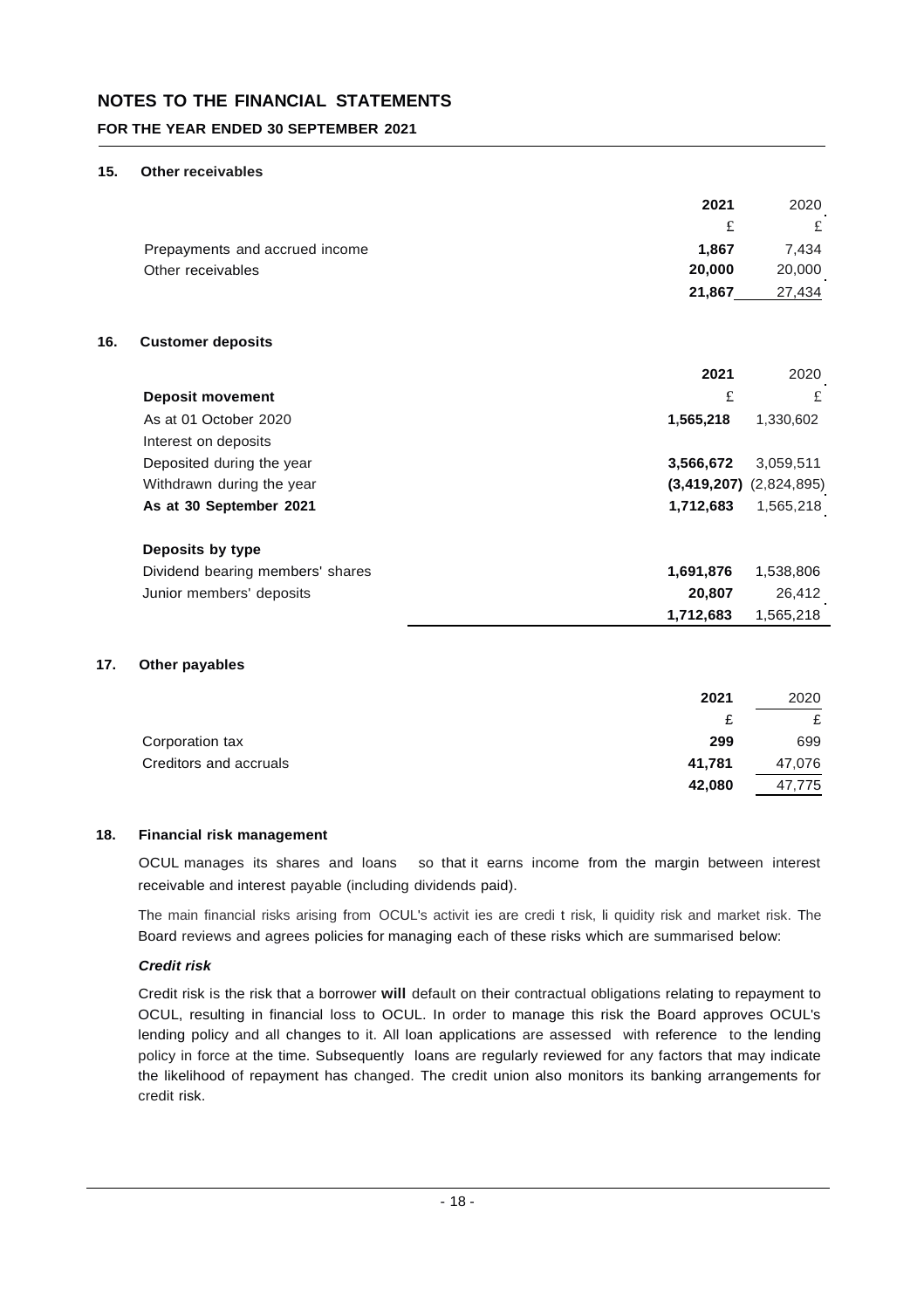# NOTES TO THE FINANCIAL STATEMENTS

## FOR THE YEAR ENDED 30 SEPTEMBER 2021

### 15. Other receivables

| | 2021 | 2020 |
|---|---|---|
| | £ | £ |
| Prepayments and accrued income | **1,867** | 7,434 |
| Other receivables | **20,000** | 20,000 |
| | **21,867** | 27,434 |

### 16. Customer deposits

| | 2021 | 2020 |
|---|---|---|
| **Deposit movement** | £ | £ |
| As at 01 October 2020 | **1,565,218** | 1,330,602 |
| Interest on deposits | | |
| Deposited during the year | **3,566,672** | 3,059,511 |
| Withdrawn during the year | **(3,419,207)** | (2,824,895) |
| **As at 30 September 2021** | **1,712,683** | 1,565,218 |
| | | |
| **Deposits by type** | | |
| Dividend bearing members' shares | **1,691,876** | 1,538,806 |
| Junior members' deposits | **20,807** | 26,412 |
| | **1,712,683** | 1,565,218 |

### 17. Other payables

| | 2021 | 2020 |
|---|---|---|
| | £ | £ |
| Corporation tax | **299** | 699 |
| Creditors and accruals | **41,781** | 47,076 |
| | **42,080** | 47,775 |

### 18. Financial risk management

OCUL manages its shares and loans so that it earns income from the margin between interest receivable and interest payable (including dividends paid).

The main financial risks arising from OCUL's activities are credit risk, liquidity risk and market risk. The Board reviews and agrees policies for managing each of these risks which are summarised below:

***Credit risk***

Credit risk is the risk that a borrower **will** default on their contractual obligations relating to repayment to OCUL, resulting in financial loss to OCUL. In order to manage this risk the Board approves OCUL's lending policy and all changes to it. All loan applications are assessed with reference to the lending policy in force at the time. Subsequently loans are regularly reviewed for any factors that may indicate the likelihood of repayment has changed. The credit union also monitors its banking arrangements for credit risk.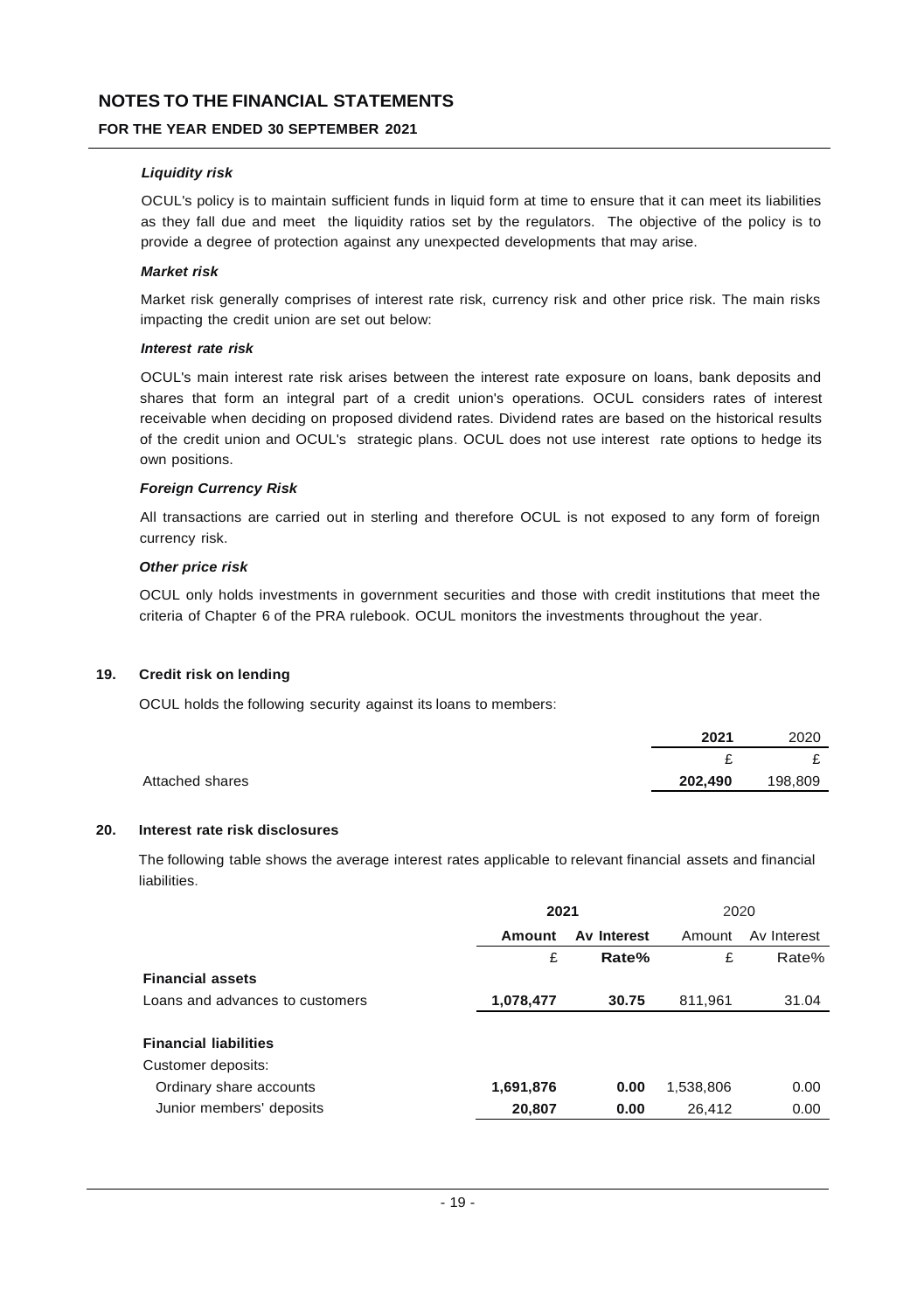# NOTES TO THE FINANCIAL STATEMENTS

## FOR THE YEAR ENDED 30 SEPTEMBER 2021

***Liquidity risk***

OCUL's policy is to maintain sufficient funds in liquid form at time to ensure that it can meet its liabilities as they fall due and meet the liquidity ratios set by the regulators. The objective of the policy is to provide a degree of protection against any unexpected developments that may arise.

***Market risk***

Market risk generally comprises of interest rate risk, currency risk and other price risk. The main risks impacting the credit union are set out below:

***Interest rate risk***

OCUL's main interest rate risk arises between the interest rate exposure on loans, bank deposits and shares that form an integral part of a credit union's operations. OCUL considers rates of interest receivable when deciding on proposed dividend rates. Dividend rates are based on the historical results of the credit union and OCUL's strategic plans. OCUL does not use interest rate options to hedge its own positions.

***Foreign Currency Risk***

All transactions are carried out in sterling and therefore OCUL is not exposed to any form of foreign currency risk.

***Other price risk***

OCUL only holds investments in government securities and those with credit institutions that meet the criteria of Chapter 6 of the PRA rulebook. OCUL monitors the investments throughout the year.

### 19. Credit risk on lending

OCUL holds the following security against its loans to members:

| | **2021** | 2020 |
|---|---|---|
| | £ | £ |
| Attached shares | **202,490** | 198,809 |

### 20. Interest rate risk disclosures

The following table shows the average interest rates applicable to relevant financial assets and financial liabilities.

| | **2021** | | 2020 | |
|---|---|---|---|---|
| | **Amount** | **Av Interest** | Amount | Av Interest |
| | £ | **Rate%** | £ | Rate% |
| **Financial assets** | | | | |
| Loans and advances to customers | **1,078,477** | **30.75** | 811,961 | 31.04 |
| **Financial liabilities** | | | | |
| Customer deposits: | | | | |
| Ordinary share accounts | **1,691,876** | **0.00** | 1,538,806 | 0.00 |
| Junior members' deposits | **20,807** | **0.00** | 26,412 | 0.00 |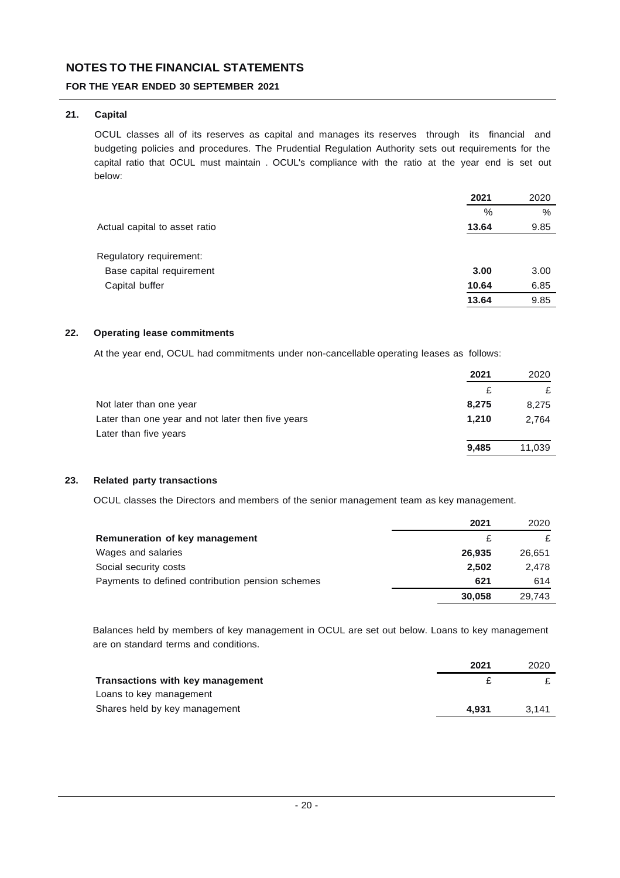# NOTES TO THE FINANCIAL STATEMENTS

**FOR THE YEAR ENDED 30 SEPTEMBER 2021**

### 21. Capital

OCUL classes all of its reserves as capital and manages its reserves through its financial and budgeting policies and procedures. The Prudential Regulation Authority sets out requirements for the capital ratio that OCUL must maintain . OCUL's compliance with the ratio at the year end is set out below:

| | **2021** | 2020 |
|---|---|---|
| | % | % |
| Actual capital to asset ratio | **13.64** | 9.85 |
| | | |
| Regulatory requirement: | | |
| Base capital requirement | **3.00** | 3.00 |
| Capital buffer | **10.64** | 6.85 |
| | **13.64** | 9.85 |

### 22. Operating lease commitments

At the year end, OCUL had commitments under non-cancellable operating leases as follows:

| | **2021** | 2020 |
|---|---|---|
| | £ | £ |
| Not later than one year | **8,275** | 8,275 |
| Later than one year and not later then five years | **1,210** | 2,764 |
| Later than five years | | |
| | **9,485** | 11,039 |

### 23. Related party transactions

OCUL classes the Directors and members of the senior management team as key management.

| | **2021** | 2020 |
|---|---|---|
| **Remuneration of key management** | £ | £ |
| Wages and salaries | **26,935** | 26,651 |
| Social security costs | **2,502** | 2,478 |
| Payments to defined contribution pension schemes | **621** | 614 |
| | **30,058** | 29,743 |

Balances held by members of key management in OCUL are set out below. Loans to key management are on standard terms and conditions.

| | **2021** | 2020 |
|---|---|---|
| **Transactions with key management** | £ | £ |
| Loans to key management | | |
| Shares held by key management | **4,931** | 3,141 |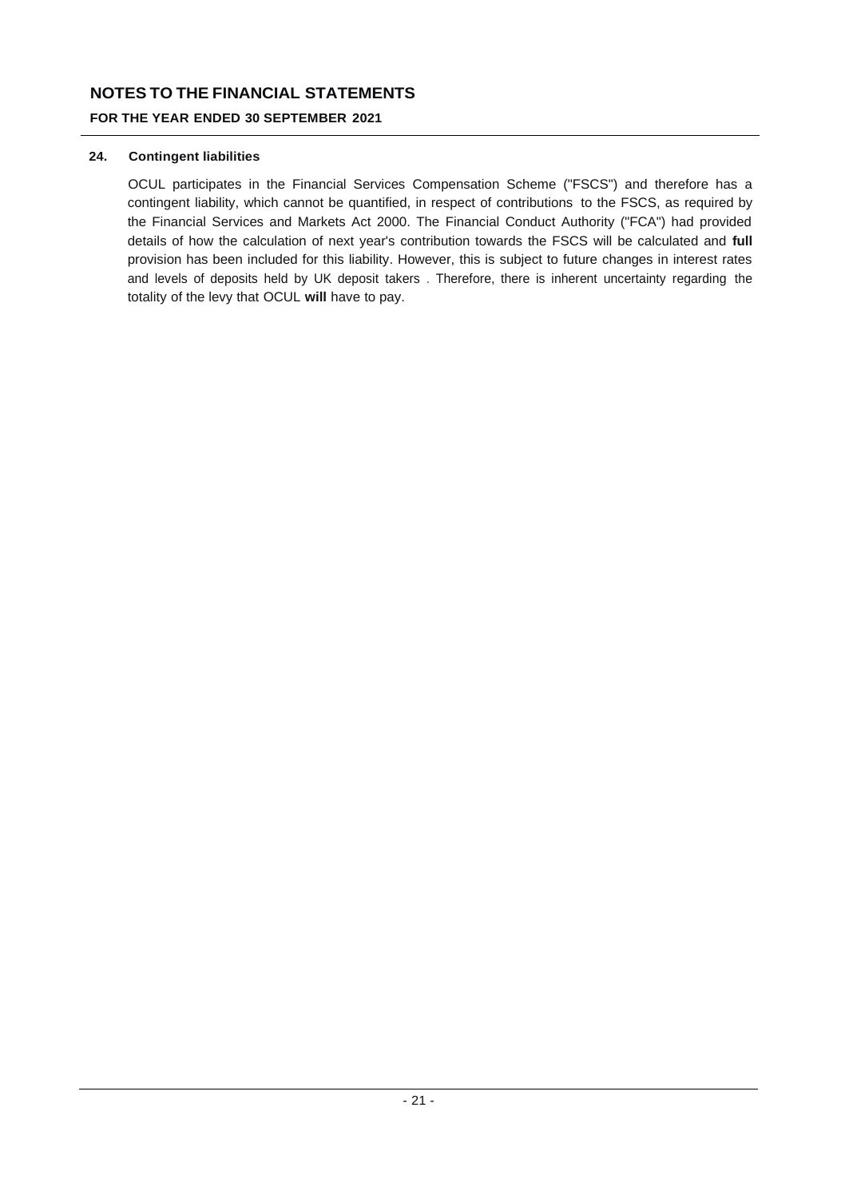# NOTES TO THE FINANCIAL STATEMENTS

**FOR THE YEAR ENDED 30 SEPTEMBER 2021**

## 24. Contingent liabilities

OCUL participates in the Financial Services Compensation Scheme ("FSCS") and therefore has a contingent liability, which cannot be quantified, in respect of contributions to the FSCS, as required by the Financial Services and Markets Act 2000. The Financial Conduct Authority ("FCA") had provided details of how the calculation of next year's contribution towards the FSCS will be calculated and **full** provision has been included for this liability. However, this is subject to future changes in interest rates and levels of deposits held by UK deposit takers . Therefore, there is inherent uncertainty regarding the totality of the levy that OCUL **will** have to pay.